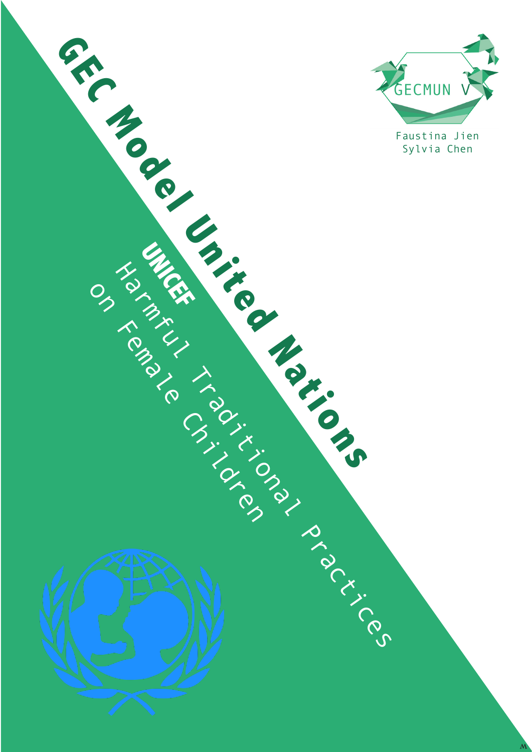# GEC Model United Nations

## UNICEF

### Harmful Traditional Practices on Female Children

GECMUN V

Faustina Jien
Sylvia Chen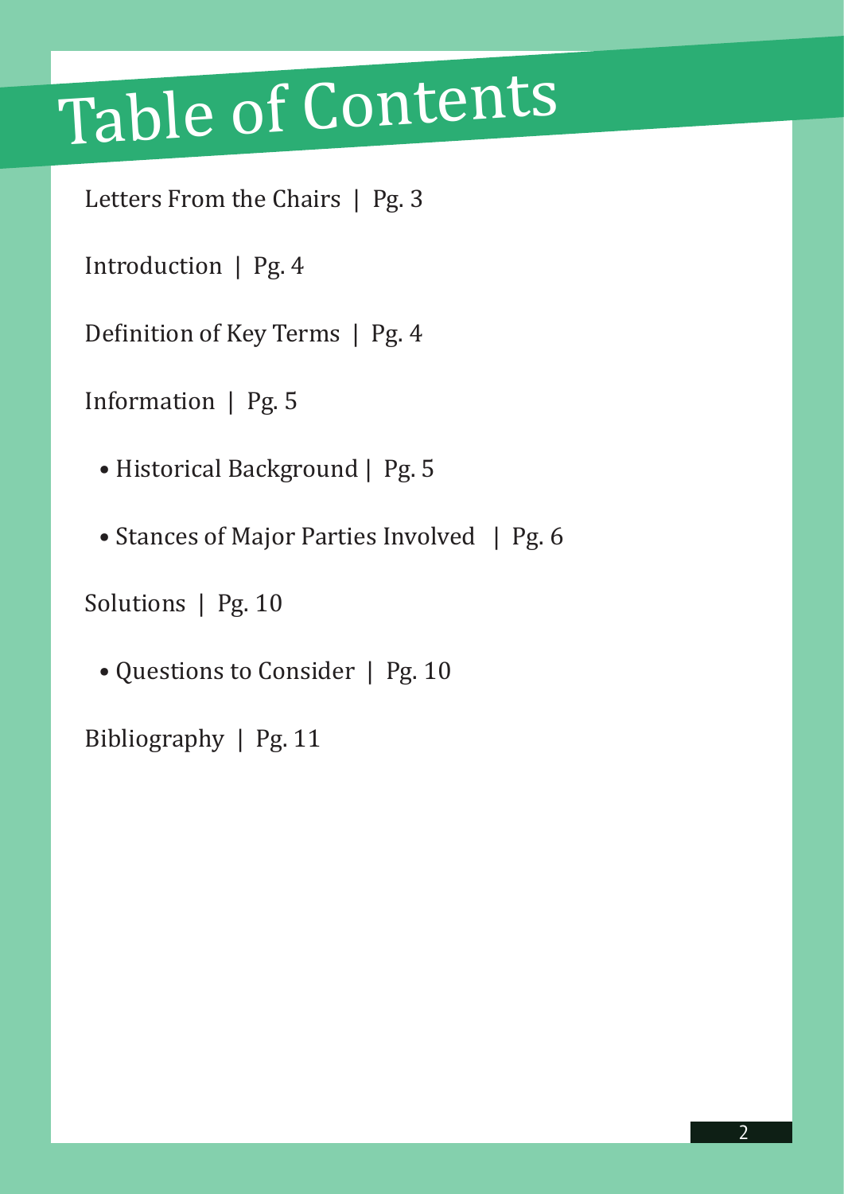# Table of Contents

Letters From the Chairs | Pg. 3

Introduction | Pg. 4

Definition of Key Terms | Pg. 4

Information | Pg. 5

- Historical Background | Pg. 5
- Stances of Major Parties Involved | Pg. 6

Solutions | Pg. 10

- Questions to Consider | Pg. 10

Bibliography | Pg. 11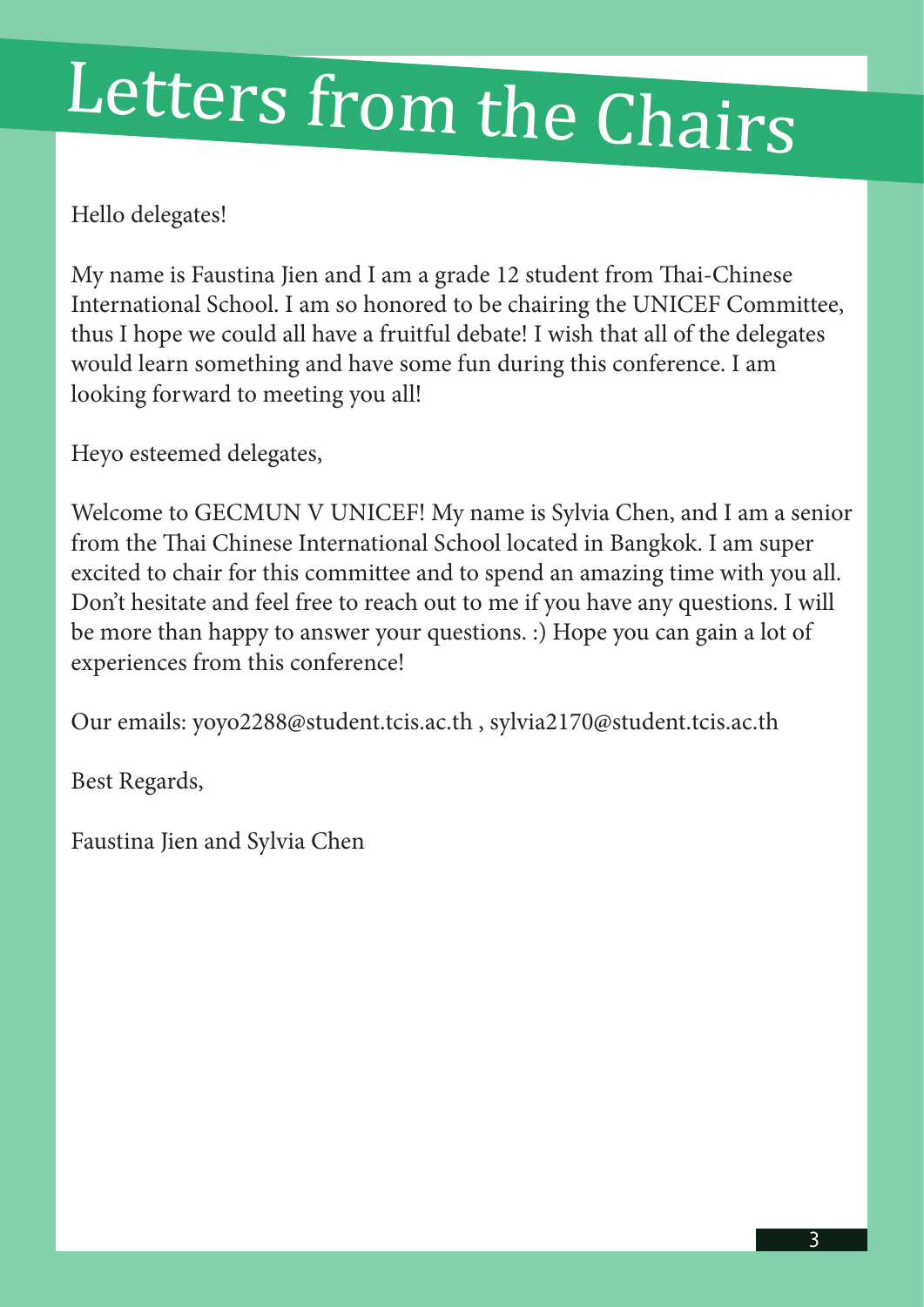# Letters from the Chairs

Hello delegates!

My name is Faustina Jien and I am a grade 12 student from Thai-Chinese International School. I am so honored to be chairing the UNICEF Committee, thus I hope we could all have a fruitful debate! I wish that all of the delegates would learn something and have some fun during this conference. I am looking forward to meeting you all!

Heyo esteemed delegates,

Welcome to GECMUN V UNICEF! My name is Sylvia Chen, and I am a senior from the Thai Chinese International School located in Bangkok. I am super excited to chair for this committee and to spend an amazing time with you all. Don't hesitate and feel free to reach out to me if you have any questions. I will be more than happy to answer your questions. :) Hope you can gain a lot of experiences from this conference!

Our emails: yoyo2288@student.tcis.ac.th , sylvia2170@student.tcis.ac.th

Best Regards,

Faustina Jien and Sylvia Chen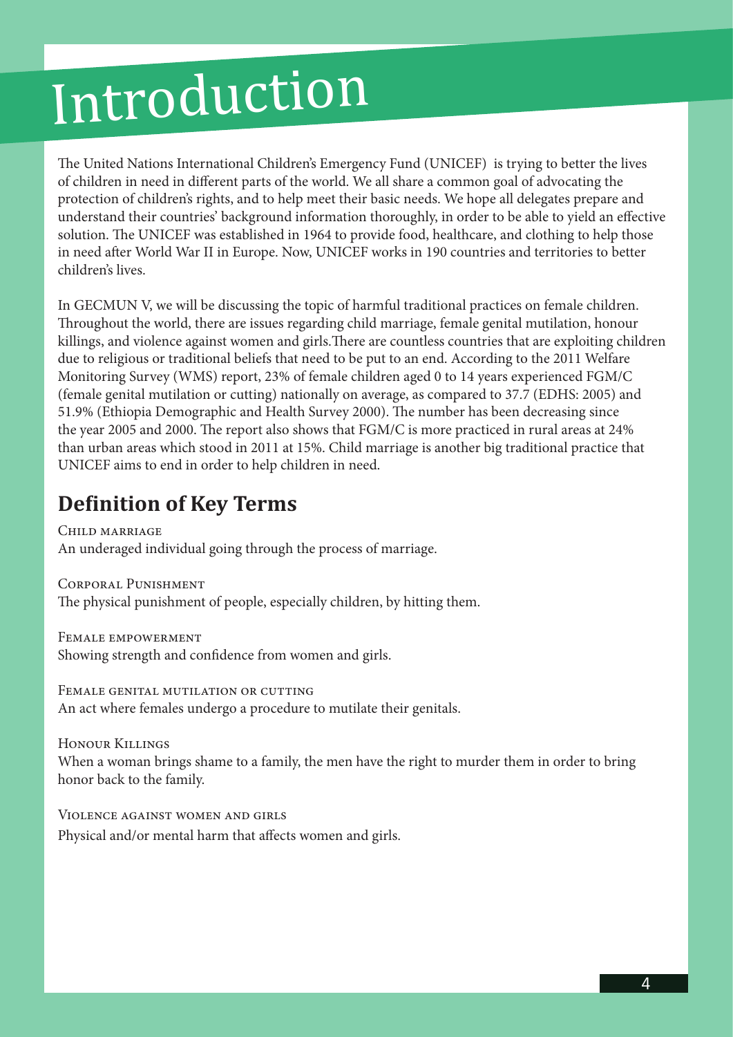# Introduction

The United Nations International Children's Emergency Fund (UNICEF) is trying to better the lives of children in need in different parts of the world. We all share a common goal of advocating the protection of children's rights, and to help meet their basic needs. We hope all delegates prepare and understand their countries' background information thoroughly, in order to be able to yield an effective solution. The UNICEF was established in 1964 to provide food, healthcare, and clothing to help those in need after World War II in Europe. Now, UNICEF works in 190 countries and territories to better children's lives.

In GECMUN V, we will be discussing the topic of harmful traditional practices on female children. Throughout the world, there are issues regarding child marriage, female genital mutilation, honour killings, and violence against women and girls.There are countless countries that are exploiting children due to religious or traditional beliefs that need to be put to an end. According to the 2011 Welfare Monitoring Survey (WMS) report, 23% of female children aged 0 to 14 years experienced FGM/C (female genital mutilation or cutting) nationally on average, as compared to 37.7 (EDHS: 2005) and 51.9% (Ethiopia Demographic and Health Survey 2000). The number has been decreasing since the year 2005 and 2000. The report also shows that FGM/C is more practiced in rural areas at 24% than urban areas which stood in 2011 at 15%. Child marriage is another big traditional practice that UNICEF aims to end in order to help children in need.

## Definition of Key Terms

Child marriage
An underaged individual going through the process of marriage.

Corporal Punishment
The physical punishment of people, especially children, by hitting them.

Female empowerment
Showing strength and confidence from women and girls.

Female genital mutilation or cutting
An act where females undergo a procedure to mutilate their genitals.

Honour Killings
When a woman brings shame to a family, the men have the right to murder them in order to bring honor back to the family.

Violence against women and girls
Physical and/or mental harm that affects women and girls.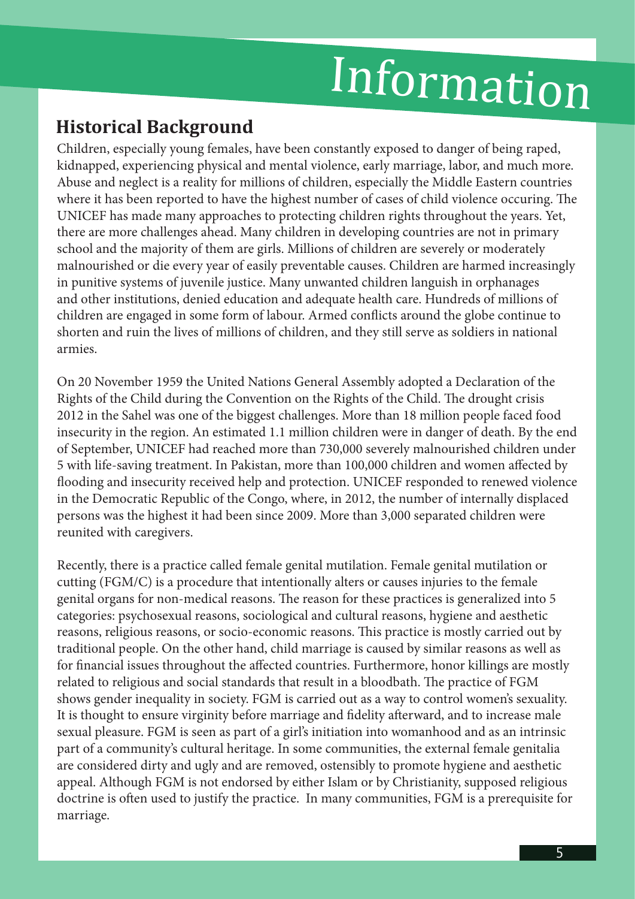# Information

## Historical Background

Children, especially young females, have been constantly exposed to danger of being raped, kidnapped, experiencing physical and mental violence, early marriage, labor, and much more. Abuse and neglect is a reality for millions of children, especially the Middle Eastern countries where it has been reported to have the highest number of cases of child violence occuring. The UNICEF has made many approaches to protecting children rights throughout the years. Yet, there are more challenges ahead. Many children in developing countries are not in primary school and the majority of them are girls. Millions of children are severely or moderately malnourished or die every year of easily preventable causes. Children are harmed increasingly in punitive systems of juvenile justice. Many unwanted children languish in orphanages and other institutions, denied education and adequate health care. Hundreds of millions of children are engaged in some form of labour. Armed conflicts around the globe continue to shorten and ruin the lives of millions of children, and they still serve as soldiers in national armies.

On 20 November 1959 the United Nations General Assembly adopted a Declaration of the Rights of the Child during the Convention on the Rights of the Child. The drought crisis 2012 in the Sahel was one of the biggest challenges. More than 18 million people faced food insecurity in the region. An estimated 1.1 million children were in danger of death. By the end of September, UNICEF had reached more than 730,000 severely malnourished children under 5 with life-saving treatment. In Pakistan, more than 100,000 children and women affected by flooding and insecurity received help and protection. UNICEF responded to renewed violence in the Democratic Republic of the Congo, where, in 2012, the number of internally displaced persons was the highest it had been since 2009. More than 3,000 separated children were reunited with caregivers.

Recently, there is a practice called female genital mutilation. Female genital mutilation or cutting (FGM/C) is a procedure that intentionally alters or causes injuries to the female genital organs for non-medical reasons. The reason for these practices is generalized into 5 categories: psychosexual reasons, sociological and cultural reasons, hygiene and aesthetic reasons, religious reasons, or socio-economic reasons. This practice is mostly carried out by traditional people. On the other hand, child marriage is caused by similar reasons as well as for financial issues throughout the affected countries. Furthermore, honor killings are mostly related to religious and social standards that result in a bloodbath. The practice of FGM shows gender inequality in society. FGM is carried out as a way to control women's sexuality. It is thought to ensure virginity before marriage and fidelity afterward, and to increase male sexual pleasure. FGM is seen as part of a girl's initiation into womanhood and as an intrinsic part of a community's cultural heritage. In some communities, the external female genitalia are considered dirty and ugly and are removed, ostensibly to promote hygiene and aesthetic appeal. Although FGM is not endorsed by either Islam or by Christianity, supposed religious doctrine is often used to justify the practice. In many communities, FGM is a prerequisite for marriage.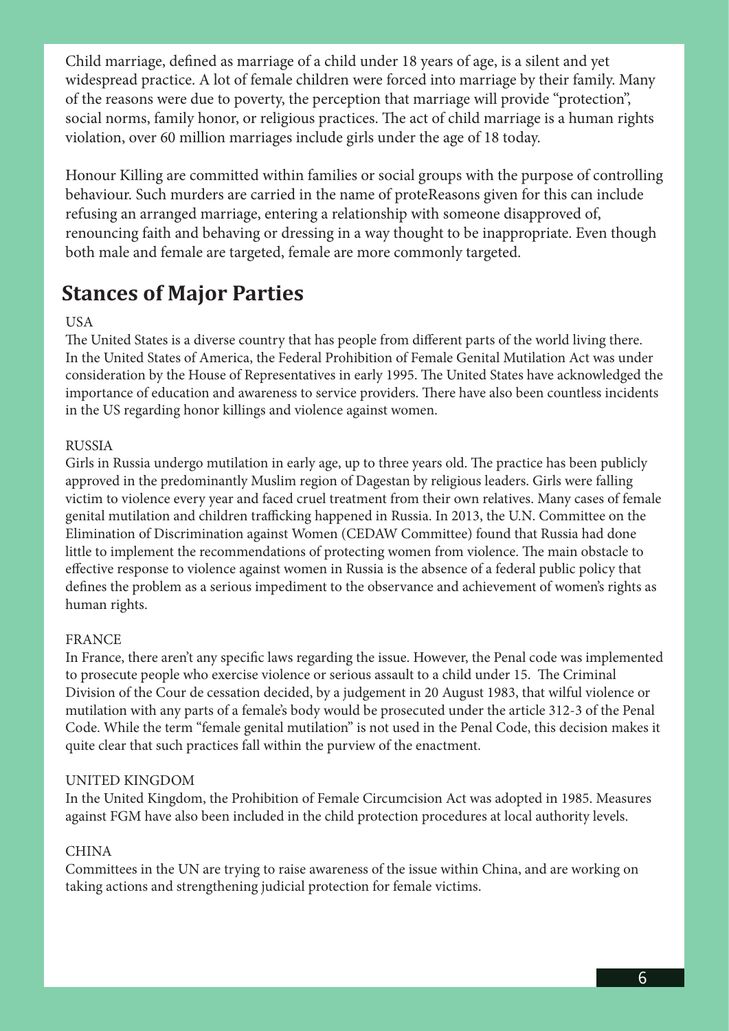Child marriage, defined as marriage of a child under 18 years of age, is a silent and yet widespread practice. A lot of female children were forced into marriage by their family. Many of the reasons were due to poverty, the perception that marriage will provide "protection", social norms, family honor, or religious practices. The act of child marriage is a human rights violation, over 60 million marriages include girls under the age of 18 today.

Honour Killing are committed within families or social groups with the purpose of controlling behaviour. Such murders are carried in the name of proteReasons given for this can include refusing an arranged marriage, entering a relationship with someone disapproved of, renouncing faith and behaving or dressing in a way thought to be inappropriate. Even though both male and female are targeted, female are more commonly targeted.

## Stances of Major Parties

USA

The United States is a diverse country that has people from different parts of the world living there. In the United States of America, the Federal Prohibition of Female Genital Mutilation Act was under consideration by the House of Representatives in early 1995. The United States have acknowledged the importance of education and awareness to service providers. There have also been countless incidents in the US regarding honor killings and violence against women.

RUSSIA

Girls in Russia undergo mutilation in early age, up to three years old. The practice has been publicly approved in the predominantly Muslim region of Dagestan by religious leaders. Girls were falling victim to violence every year and faced cruel treatment from their own relatives. Many cases of female genital mutilation and children trafficking happened in Russia. In 2013, the U.N. Committee on the Elimination of Discrimination against Women (CEDAW Committee) found that Russia had done little to implement the recommendations of protecting women from violence. The main obstacle to effective response to violence against women in Russia is the absence of a federal public policy that defines the problem as a serious impediment to the observance and achievement of women's rights as human rights.

FRANCE

In France, there aren't any specific laws regarding the issue. However, the Penal code was implemented to prosecute people who exercise violence or serious assault to a child under 15. The Criminal Division of the Cour de cessation decided, by a judgement in 20 August 1983, that wilful violence or mutilation with any parts of a female's body would be prosecuted under the article 312-3 of the Penal Code. While the term "female genital mutilation" is not used in the Penal Code, this decision makes it quite clear that such practices fall within the purview of the enactment.

UNITED KINGDOM

In the United Kingdom, the Prohibition of Female Circumcision Act was adopted in 1985. Measures against FGM have also been included in the child protection procedures at local authority levels.

CHINA

Committees in the UN are trying to raise awareness of the issue within China, and are working on taking actions and strengthening judicial protection for female victims.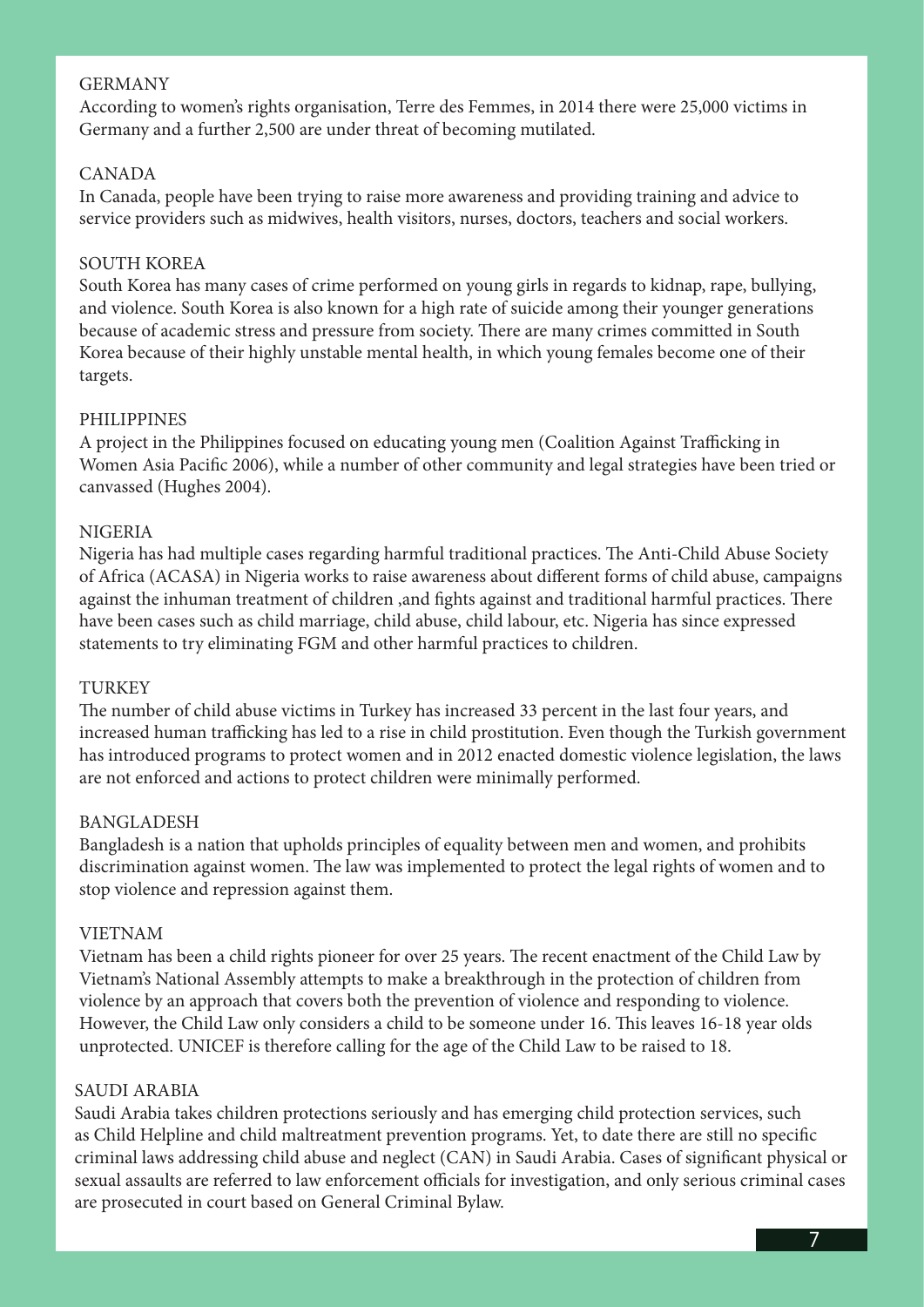## GERMANY

According to women's rights organisation, Terre des Femmes, in 2014 there were 25,000 victims in Germany and a further 2,500 are under threat of becoming mutilated.

## CANADA

In Canada, people have been trying to raise more awareness and providing training and advice to service providers such as midwives, health visitors, nurses, doctors, teachers and social workers.

## SOUTH KOREA

South Korea has many cases of crime performed on young girls in regards to kidnap, rape, bullying, and violence. South Korea is also known for a high rate of suicide among their younger generations because of academic stress and pressure from society. There are many crimes committed in South Korea because of their highly unstable mental health, in which young females become one of their targets.

## PHILIPPINES

A project in the Philippines focused on educating young men (Coalition Against Trafficking in Women Asia Pacific 2006), while a number of other community and legal strategies have been tried or canvassed (Hughes 2004).

## NIGERIA

Nigeria has had multiple cases regarding harmful traditional practices. The Anti-Child Abuse Society of Africa (ACASA) in Nigeria works to raise awareness about different forms of child abuse, campaigns against the inhuman treatment of children ,and fights against and traditional harmful practices. There have been cases such as child marriage, child abuse, child labour, etc. Nigeria has since expressed statements to try eliminating FGM and other harmful practices to children.

## TURKEY

The number of child abuse victims in Turkey has increased 33 percent in the last four years, and increased human trafficking has led to a rise in child prostitution. Even though the Turkish government has introduced programs to protect women and in 2012 enacted domestic violence legislation, the laws are not enforced and actions to protect children were minimally performed.

## BANGLADESH

Bangladesh is a nation that upholds principles of equality between men and women, and prohibits discrimination against women. The law was implemented to protect the legal rights of women and to stop violence and repression against them.

## VIETNAM

Vietnam has been a child rights pioneer for over 25 years. The recent enactment of the Child Law by Vietnam's National Assembly attempts to make a breakthrough in the protection of children from violence by an approach that covers both the prevention of violence and responding to violence. However, the Child Law only considers a child to be someone under 16. This leaves 16-18 year olds unprotected. UNICEF is therefore calling for the age of the Child Law to be raised to 18.

## SAUDI ARABIA

Saudi Arabia takes children protections seriously and has emerging child protection services, such as Child Helpline and child maltreatment prevention programs. Yet, to date there are still no specific criminal laws addressing child abuse and neglect (CAN) in Saudi Arabia. Cases of significant physical or sexual assaults are referred to law enforcement officials for investigation, and only serious criminal cases are prosecuted in court based on General Criminal Bylaw.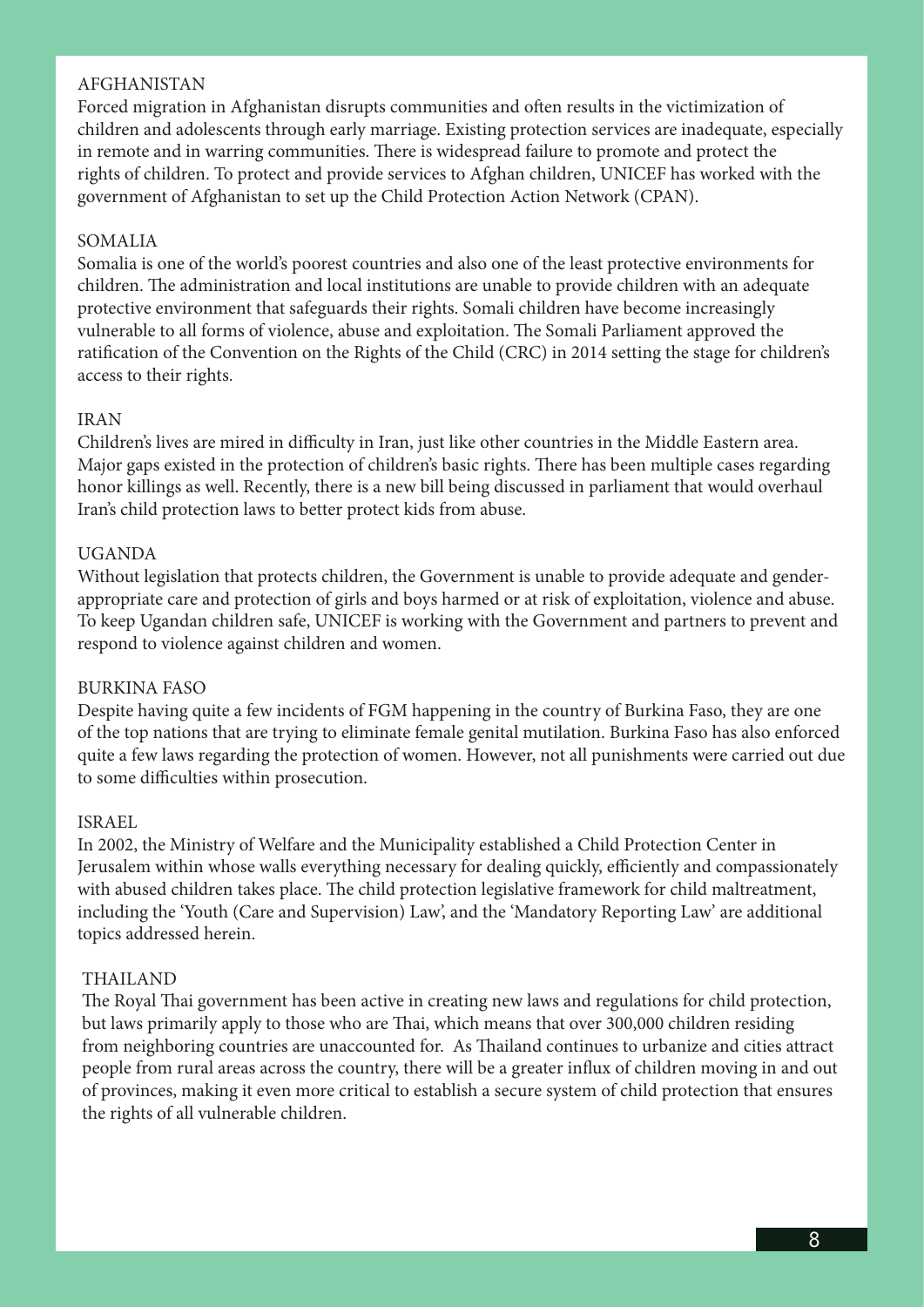## AFGHANISTAN

Forced migration in Afghanistan disrupts communities and often results in the victimization of children and adolescents through early marriage. Existing protection services are inadequate, especially in remote and in warring communities. There is widespread failure to promote and protect the rights of children. To protect and provide services to Afghan children, UNICEF has worked with the government of Afghanistan to set up the Child Protection Action Network (CPAN).

## SOMALIA

Somalia is one of the world's poorest countries and also one of the least protective environments for children. The administration and local institutions are unable to provide children with an adequate protective environment that safeguards their rights. Somali children have become increasingly vulnerable to all forms of violence, abuse and exploitation. The Somali Parliament approved the ratification of the Convention on the Rights of the Child (CRC) in 2014 setting the stage for children's access to their rights.

## IRAN

Children's lives are mired in difficulty in Iran, just like other countries in the Middle Eastern area. Major gaps existed in the protection of children's basic rights. There has been multiple cases regarding honor killings as well. Recently, there is a new bill being discussed in parliament that would overhaul Iran's child protection laws to better protect kids from abuse.

## UGANDA

Without legislation that protects children, the Government is unable to provide adequate and gender-appropriate care and protection of girls and boys harmed or at risk of exploitation, violence and abuse. To keep Ugandan children safe, UNICEF is working with the Government and partners to prevent and respond to violence against children and women.

## BURKINA FASO

Despite having quite a few incidents of FGM happening in the country of Burkina Faso, they are one of the top nations that are trying to eliminate female genital mutilation. Burkina Faso has also enforced quite a few laws regarding the protection of women. However, not all punishments were carried out due to some difficulties within prosecution.

## ISRAEL

In 2002, the Ministry of Welfare and the Municipality established a Child Protection Center in Jerusalem within whose walls everything necessary for dealing quickly, efficiently and compassionately with abused children takes place. The child protection legislative framework for child maltreatment, including the 'Youth (Care and Supervision) Law', and the 'Mandatory Reporting Law' are additional topics addressed herein.

## THAILAND

The Royal Thai government has been active in creating new laws and regulations for child protection, but laws primarily apply to those who are Thai, which means that over 300,000 children residing from neighboring countries are unaccounted for. As Thailand continues to urbanize and cities attract people from rural areas across the country, there will be a greater influx of children moving in and out of provinces, making it even more critical to establish a secure system of child protection that ensures the rights of all vulnerable children.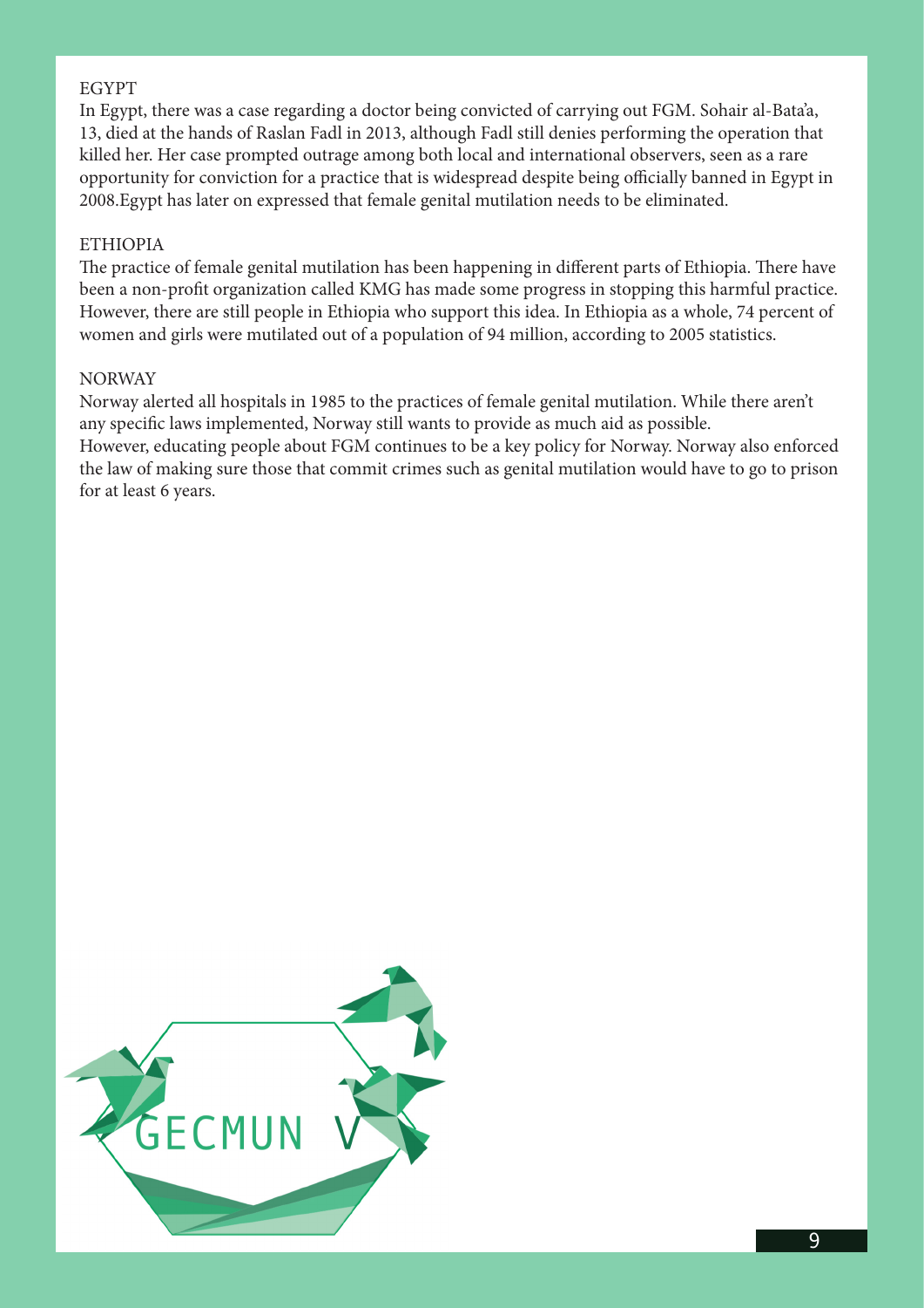## EGYPT

In Egypt, there was a case regarding a doctor being convicted of carrying out FGM. Sohair al-Bata'a, 13, died at the hands of Raslan Fadl in 2013, although Fadl still denies performing the operation that killed her. Her case prompted outrage among both local and international observers, seen as a rare opportunity for conviction for a practice that is widespread despite being officially banned in Egypt in 2008.Egypt has later on expressed that female genital mutilation needs to be eliminated.

## ETHIOPIA

The practice of female genital mutilation has been happening in different parts of Ethiopia. There have been a non-profit organization called KMG has made some progress in stopping this harmful practice. However, there are still people in Ethiopia who support this idea. In Ethiopia as a whole, 74 percent of women and girls were mutilated out of a population of 94 million, according to 2005 statistics.

## NORWAY

Norway alerted all hospitals in 1985 to the practices of female genital mutilation. While there aren't any specific laws implemented, Norway still wants to provide as much aid as possible.
However, educating people about FGM continues to be a key policy for Norway. Norway also enforced the law of making sure those that commit crimes such as genital mutilation would have to go to prison for at least 6 years.

GECMUN V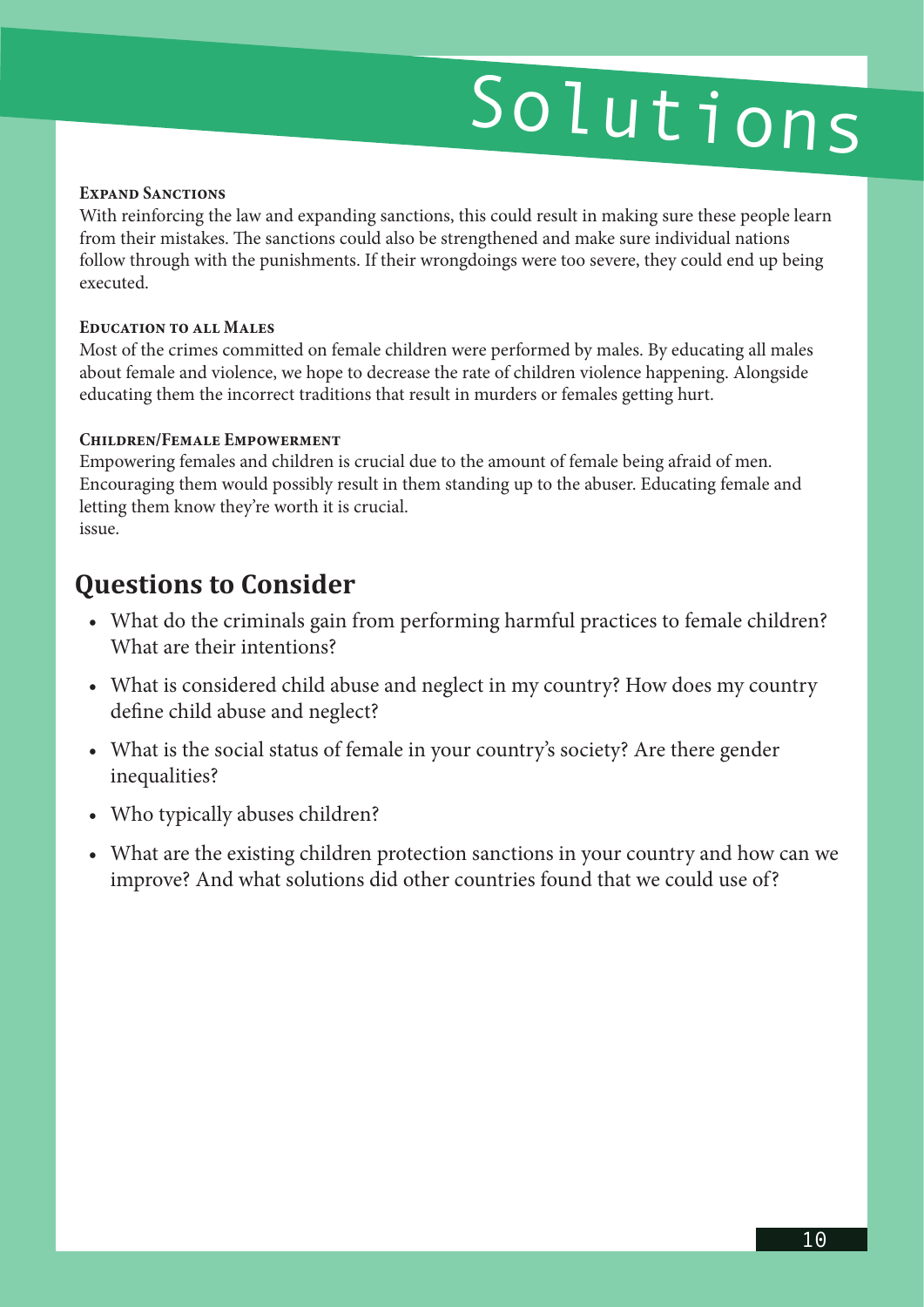# Solutions

### Expand Sanctions

With reinforcing the law and expanding sanctions, this could result in making sure these people learn from their mistakes. The sanctions could also be strengthened and make sure individual nations follow through with the punishments. If their wrongdoings were too severe, they could end up being executed.

### Education to all Males

Most of the crimes committed on female children were performed by males. By educating all males about female and violence, we hope to decrease the rate of children violence happening. Alongside educating them the incorrect traditions that result in murders or females getting hurt.

### Children/Female Empowerment

Empowering females and children is crucial due to the amount of female being afraid of men. Encouraging them would possibly result in them standing up to the abuser. Educating female and letting them know they're worth it is crucial.
issue.

## Questions to Consider

- What do the criminals gain from performing harmful practices to female children? What are their intentions?
- What is considered child abuse and neglect in my country? How does my country define child abuse and neglect?
- What is the social status of female in your country's society? Are there gender inequalities?
- Who typically abuses children?
- What are the existing children protection sanctions in your country and how can we improve? And what solutions did other countries found that we could use of?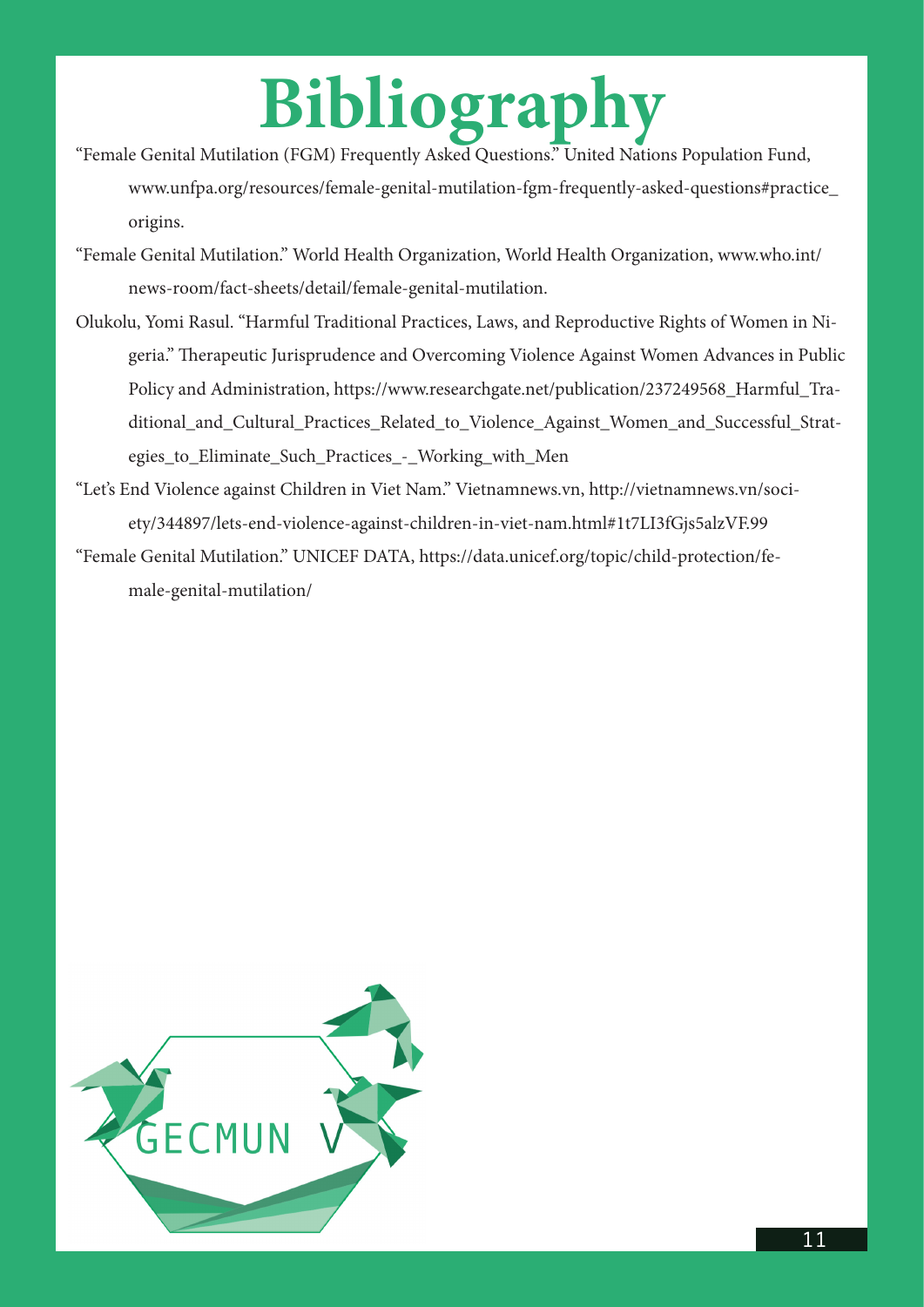# Bibliography

"Female Genital Mutilation (FGM) Frequently Asked Questions." United Nations Population Fund, www.unfpa.org/resources/female-genital-mutilation-fgm-frequently-asked-questions#practice_origins.

"Female Genital Mutilation." World Health Organization, World Health Organization, www.who.int/news-room/fact-sheets/detail/female-genital-mutilation.

Olukolu, Yomi Rasul. "Harmful Traditional Practices, Laws, and Reproductive Rights of Women in Nigeria." Therapeutic Jurisprudence and Overcoming Violence Against Women Advances in Public Policy and Administration, https://www.researchgate.net/publication/237249568_Harmful_Traditional_and_Cultural_Practices_Related_to_Violence_Against_Women_and_Successful_Strategies_to_Eliminate_Such_Practices_-_Working_with_Men

"Let's End Violence against Children in Viet Nam." Vietnamnews.vn, http://vietnamnews.vn/society/344897/lets-end-violence-against-children-in-viet-nam.html#1t7LI3fGjs5alzVF.99

"Female Genital Mutilation." UNICEF DATA, https://data.unicef.org/topic/child-protection/female-genital-mutilation/

GECMUN V